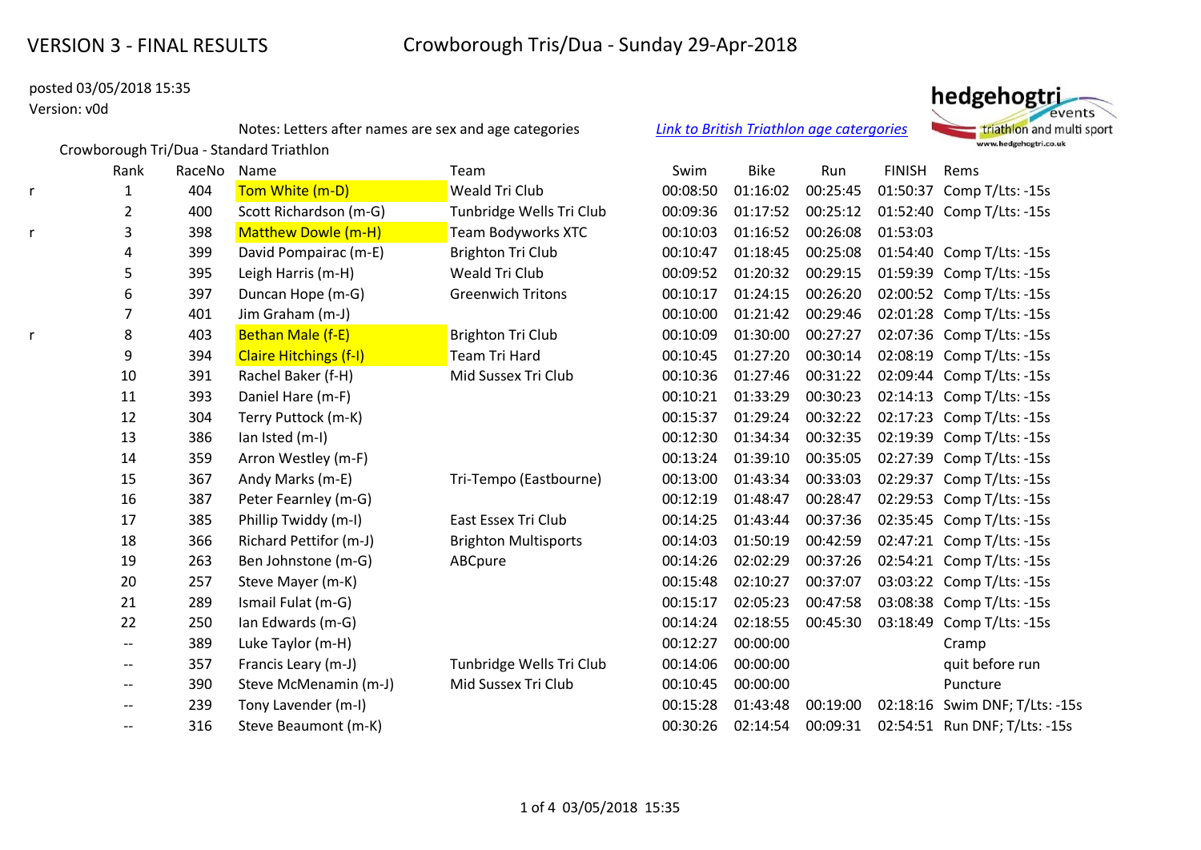VERSION 3 - FINAL RESULTS

# Crowborough Tris/Dua - Sunday 29-Apr-2018

posted 03/05/2018 15:35
Version: v0d

hedgehogtri events — triathlon and multi sport — www.hedgehogtri.co.uk

Notes: Letters after names are sex and age categories

*Link to British Triathlon age catergories*

## Crowborough Tri/Dua - Standard Triathlon

| | Rank | RaceNo | Name | Team | Swim | Bike | Run | FINISH | Rems |
|---|---|---|---|---|---|---|---|---|---|
| r | 1 | 404 | Tom White (m-D) | Weald Tri Club | 00:08:50 | 01:16:02 | 00:25:45 | 01:50:37 | Comp T/Lts: -15s |
| | 2 | 400 | Scott Richardson (m-G) | Tunbridge Wells Tri Club | 00:09:36 | 01:17:52 | 00:25:12 | 01:52:40 | Comp T/Lts: -15s |
| r | 3 | 398 | Matthew Dowle (m-H) | Team Bodyworks XTC | 00:10:03 | 01:16:52 | 00:26:08 | 01:53:03 | |
| | 4 | 399 | David Pompairac (m-E) | Brighton Tri Club | 00:10:47 | 01:18:45 | 00:25:08 | 01:54:40 | Comp T/Lts: -15s |
| | 5 | 395 | Leigh Harris (m-H) | Weald Tri Club | 00:09:52 | 01:20:32 | 00:29:15 | 01:59:39 | Comp T/Lts: -15s |
| | 6 | 397 | Duncan Hope (m-G) | Greenwich Tritons | 00:10:17 | 01:24:15 | 00:26:20 | 02:00:52 | Comp T/Lts: -15s |
| | 7 | 401 | Jim Graham (m-J) | | 00:10:00 | 01:21:42 | 00:29:46 | 02:01:28 | Comp T/Lts: -15s |
| r | 8 | 403 | Bethan Male (f-E) | Brighton Tri Club | 00:10:09 | 01:30:00 | 00:27:27 | 02:07:36 | Comp T/Lts: -15s |
| | 9 | 394 | Claire Hitchings (f-I) | Team Tri Hard | 00:10:45 | 01:27:20 | 00:30:14 | 02:08:19 | Comp T/Lts: -15s |
| | 10 | 391 | Rachel Baker (f-H) | Mid Sussex Tri Club | 00:10:36 | 01:27:46 | 00:31:22 | 02:09:44 | Comp T/Lts: -15s |
| | 11 | 393 | Daniel Hare (m-F) | | 00:10:21 | 01:33:29 | 00:30:23 | 02:14:13 | Comp T/Lts: -15s |
| | 12 | 304 | Terry Puttock (m-K) | | 00:15:37 | 01:29:24 | 00:32:22 | 02:17:23 | Comp T/Lts: -15s |
| | 13 | 386 | Ian Isted (m-I) | | 00:12:30 | 01:34:34 | 00:32:35 | 02:19:39 | Comp T/Lts: -15s |
| | 14 | 359 | Arron Westley (m-F) | | 00:13:24 | 01:39:10 | 00:35:05 | 02:27:39 | Comp T/Lts: -15s |
| | 15 | 367 | Andy Marks (m-E) | Tri-Tempo (Eastbourne) | 00:13:00 | 01:43:34 | 00:33:03 | 02:29:37 | Comp T/Lts: -15s |
| | 16 | 387 | Peter Fearnley (m-G) | | 00:12:19 | 01:48:47 | 00:28:47 | 02:29:53 | Comp T/Lts: -15s |
| | 17 | 385 | Phillip Twiddy (m-I) | East Essex Tri Club | 00:14:25 | 01:43:44 | 00:37:36 | 02:35:45 | Comp T/Lts: -15s |
| | 18 | 366 | Richard Pettifor (m-J) | Brighton Multisports | 00:14:03 | 01:50:19 | 00:42:59 | 02:47:21 | Comp T/Lts: -15s |
| | 19 | 263 | Ben Johnstone (m-G) | ABCpure | 00:14:26 | 02:02:29 | 00:37:26 | 02:54:21 | Comp T/Lts: -15s |
| | 20 | 257 | Steve Mayer (m-K) | | 00:15:48 | 02:10:27 | 00:37:07 | 03:03:22 | Comp T/Lts: -15s |
| | 21 | 289 | Ismail Fulat (m-G) | | 00:15:17 | 02:05:23 | 00:47:58 | 03:08:38 | Comp T/Lts: -15s |
| | 22 | 250 | Ian Edwards (m-G) | | 00:14:24 | 02:18:55 | 00:45:30 | 03:18:49 | Comp T/Lts: -15s |
| | -- | 389 | Luke Taylor (m-H) | | 00:12:27 | 00:00:00 | | | Cramp |
| | -- | 357 | Francis Leary (m-J) | Tunbridge Wells Tri Club | 00:14:06 | 00:00:00 | | | quit before run |
| | -- | 390 | Steve McMenamin (m-J) | Mid Sussex Tri Club | 00:10:45 | 00:00:00 | | | Puncture |
| | -- | 239 | Tony Lavender (m-I) | | 00:15:28 | 01:43:48 | 00:19:00 | 02:18:16 | Swim DNF; T/Lts: -15s |
| | -- | 316 | Steve Beaumont (m-K) | | 00:30:26 | 02:14:54 | 00:09:31 | 02:54:51 | Run DNF; T/Lts: -15s |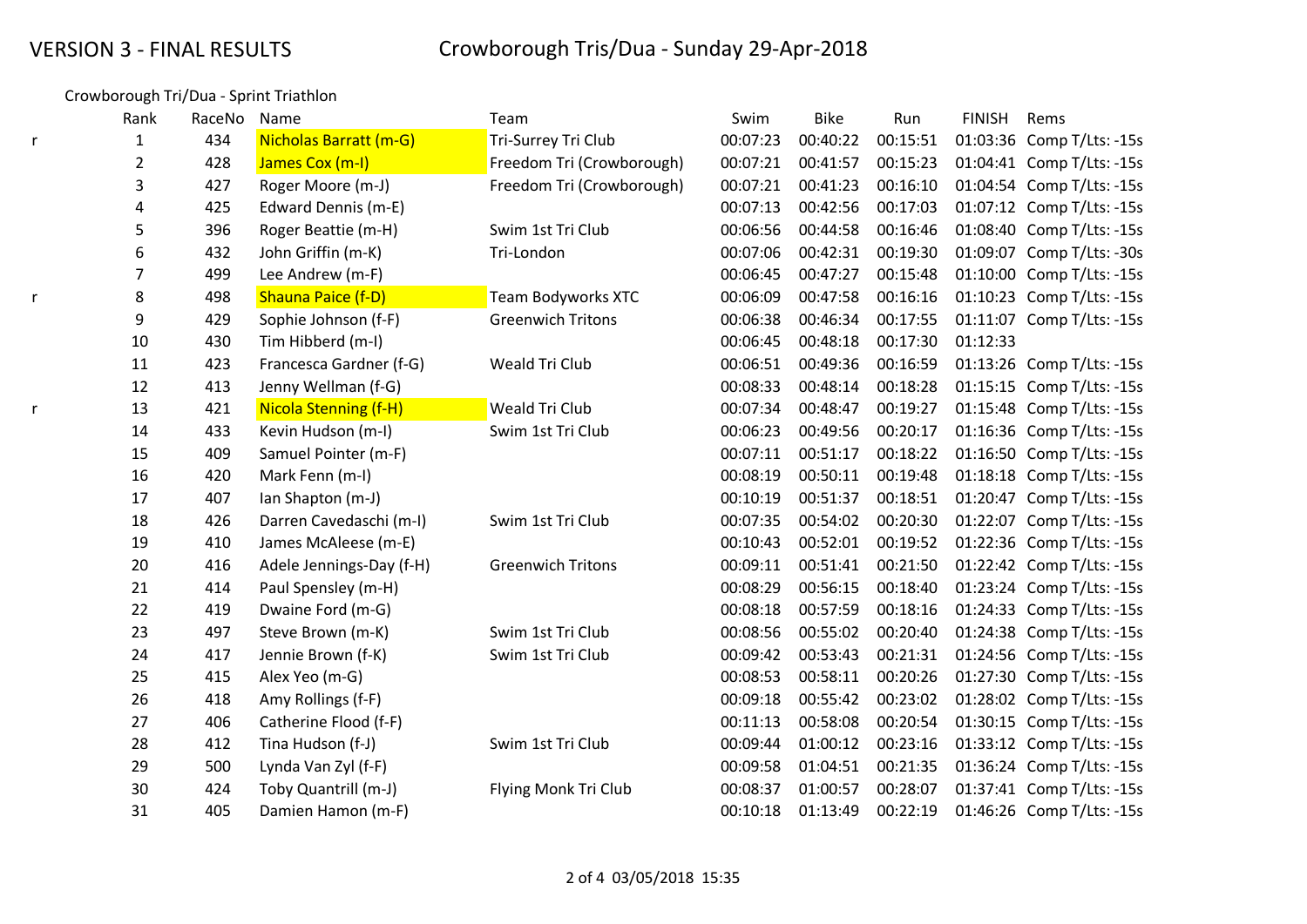VERSION 3 - FINAL RESULTS

# Crowborough Tris/Dua - Sunday 29-Apr-2018

## Crowborough Tri/Dua - Sprint Triathlon

| | Rank | RaceNo | Name | Team | Swim | Bike | Run | FINISH | Rems |
|---|---|---|---|---|---|---|---|---|---|
| r | 1 | 434 | Nicholas Barratt (m-G) | Tri-Surrey Tri Club | 00:07:23 | 00:40:22 | 00:15:51 | 01:03:36 | Comp T/Lts: -15s |
| | 2 | 428 | James Cox (m-I) | Freedom Tri (Crowborough) | 00:07:21 | 00:41:57 | 00:15:23 | 01:04:41 | Comp T/Lts: -15s |
| | 3 | 427 | Roger Moore (m-J) | Freedom Tri (Crowborough) | 00:07:21 | 00:41:23 | 00:16:10 | 01:04:54 | Comp T/Lts: -15s |
| | 4 | 425 | Edward Dennis (m-E) | | 00:07:13 | 00:42:56 | 00:17:03 | 01:07:12 | Comp T/Lts: -15s |
| | 5 | 396 | Roger Beattie (m-H) | Swim 1st Tri Club | 00:06:56 | 00:44:58 | 00:16:46 | 01:08:40 | Comp T/Lts: -15s |
| | 6 | 432 | John Griffin (m-K) | Tri-London | 00:07:06 | 00:42:31 | 00:19:30 | 01:09:07 | Comp T/Lts: -30s |
| | 7 | 499 | Lee Andrew (m-F) | | 00:06:45 | 00:47:27 | 00:15:48 | 01:10:00 | Comp T/Lts: -15s |
| r | 8 | 498 | Shauna Paice (f-D) | Team Bodyworks XTC | 00:06:09 | 00:47:58 | 00:16:16 | 01:10:23 | Comp T/Lts: -15s |
| | 9 | 429 | Sophie Johnson (f-F) | Greenwich Tritons | 00:06:38 | 00:46:34 | 00:17:55 | 01:11:07 | Comp T/Lts: -15s |
| | 10 | 430 | Tim Hibberd (m-I) | | 00:06:45 | 00:48:18 | 00:17:30 | 01:12:33 | |
| | 11 | 423 | Francesca Gardner (f-G) | Weald Tri Club | 00:06:51 | 00:49:36 | 00:16:59 | 01:13:26 | Comp T/Lts: -15s |
| | 12 | 413 | Jenny Wellman (f-G) | | 00:08:33 | 00:48:14 | 00:18:28 | 01:15:15 | Comp T/Lts: -15s |
| r | 13 | 421 | Nicola Stenning (f-H) | Weald Tri Club | 00:07:34 | 00:48:47 | 00:19:27 | 01:15:48 | Comp T/Lts: -15s |
| | 14 | 433 | Kevin Hudson (m-I) | Swim 1st Tri Club | 00:06:23 | 00:49:56 | 00:20:17 | 01:16:36 | Comp T/Lts: -15s |
| | 15 | 409 | Samuel Pointer (m-F) | | 00:07:11 | 00:51:17 | 00:18:22 | 01:16:50 | Comp T/Lts: -15s |
| | 16 | 420 | Mark Fenn (m-I) | | 00:08:19 | 00:50:11 | 00:19:48 | 01:18:18 | Comp T/Lts: -15s |
| | 17 | 407 | Ian Shapton (m-J) | | 00:10:19 | 00:51:37 | 00:18:51 | 01:20:47 | Comp T/Lts: -15s |
| | 18 | 426 | Darren Cavedaschi (m-I) | Swim 1st Tri Club | 00:07:35 | 00:54:02 | 00:20:30 | 01:22:07 | Comp T/Lts: -15s |
| | 19 | 410 | James McAleese (m-E) | | 00:10:43 | 00:52:01 | 00:19:52 | 01:22:36 | Comp T/Lts: -15s |
| | 20 | 416 | Adele Jennings-Day (f-H) | Greenwich Tritons | 00:09:11 | 00:51:41 | 00:21:50 | 01:22:42 | Comp T/Lts: -15s |
| | 21 | 414 | Paul Spensley (m-H) | | 00:08:29 | 00:56:15 | 00:18:40 | 01:23:24 | Comp T/Lts: -15s |
| | 22 | 419 | Dwaine Ford (m-G) | | 00:08:18 | 00:57:59 | 00:18:16 | 01:24:33 | Comp T/Lts: -15s |
| | 23 | 497 | Steve Brown (m-K) | Swim 1st Tri Club | 00:08:56 | 00:55:02 | 00:20:40 | 01:24:38 | Comp T/Lts: -15s |
| | 24 | 417 | Jennie Brown (f-K) | Swim 1st Tri Club | 00:09:42 | 00:53:43 | 00:21:31 | 01:24:56 | Comp T/Lts: -15s |
| | 25 | 415 | Alex Yeo (m-G) | | 00:08:53 | 00:58:11 | 00:20:26 | 01:27:30 | Comp T/Lts: -15s |
| | 26 | 418 | Amy Rollings (f-F) | | 00:09:18 | 00:55:42 | 00:23:02 | 01:28:02 | Comp T/Lts: -15s |
| | 27 | 406 | Catherine Flood (f-F) | | 00:11:13 | 00:58:08 | 00:20:54 | 01:30:15 | Comp T/Lts: -15s |
| | 28 | 412 | Tina Hudson (f-J) | Swim 1st Tri Club | 00:09:44 | 01:00:12 | 00:23:16 | 01:33:12 | Comp T/Lts: -15s |
| | 29 | 500 | Lynda Van Zyl (f-F) | | 00:09:58 | 01:04:51 | 00:21:35 | 01:36:24 | Comp T/Lts: -15s |
| | 30 | 424 | Toby Quantrill (m-J) | Flying Monk Tri Club | 00:08:37 | 01:00:57 | 00:28:07 | 01:37:41 | Comp T/Lts: -15s |
| | 31 | 405 | Damien Hamon (m-F) | | 00:10:18 | 01:13:49 | 00:22:19 | 01:46:26 | Comp T/Lts: -15s |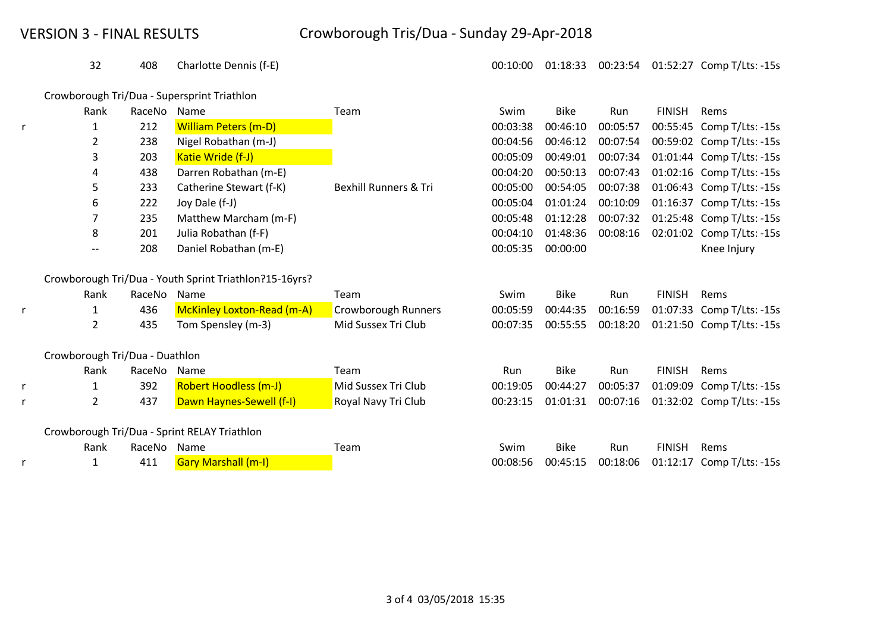VERSION 3 - FINAL RESULTS

Crowborough Tris/Dua - Sunday 29-Apr-2018

| | | | | | | | | | |
|---|---|---|---|---|---|---|---|---|---|
| | 32 | 408 | Charlotte Dennis (f-E) | | 00:10:00 | 01:18:33 | 00:23:54 | 01:52:27 | Comp T/Lts: -15s |

## Crowborough Tri/Dua - Supersprint Triathlon

| | Rank | RaceNo | Name | Team | Swim | Bike | Run | FINISH | Rems |
|---|---|---|---|---|---|---|---|---|---|
| r | 1 | 212 | William Peters (m-D) | | 00:03:38 | 00:46:10 | 00:05:57 | 00:55:45 | Comp T/Lts: -15s |
| | 2 | 238 | Nigel Robathan (m-J) | | 00:04:56 | 00:46:12 | 00:07:54 | 00:59:02 | Comp T/Lts: -15s |
| | 3 | 203 | Katie Wride (f-J) | | 00:05:09 | 00:49:01 | 00:07:34 | 01:01:44 | Comp T/Lts: -15s |
| | 4 | 438 | Darren Robathan (m-E) | | 00:04:20 | 00:50:13 | 00:07:43 | 01:02:16 | Comp T/Lts: -15s |
| | 5 | 233 | Catherine Stewart (f-K) | Bexhill Runners & Tri | 00:05:00 | 00:54:05 | 00:07:38 | 01:06:43 | Comp T/Lts: -15s |
| | 6 | 222 | Joy Dale (f-J) | | 00:05:04 | 01:01:24 | 00:10:09 | 01:16:37 | Comp T/Lts: -15s |
| | 7 | 235 | Matthew Marcham (m-F) | | 00:05:48 | 01:12:28 | 00:07:32 | 01:25:48 | Comp T/Lts: -15s |
| | 8 | 201 | Julia Robathan (f-F) | | 00:04:10 | 01:48:36 | 00:08:16 | 02:01:02 | Comp T/Lts: -15s |
| | -- | 208 | Daniel Robathan (m-E) | | 00:05:35 | 00:00:00 | | | Knee Injury |

## Crowborough Tri/Dua - Youth Sprint Triathlon?15-16yrs?

| | Rank | RaceNo | Name | Team | Swim | Bike | Run | FINISH | Rems |
|---|---|---|---|---|---|---|---|---|---|
| r | 1 | 436 | McKinley Loxton-Read (m-A) | Crowborough Runners | 00:05:59 | 00:44:35 | 00:16:59 | 01:07:33 | Comp T/Lts: -15s |
| | 2 | 435 | Tom Spensley (m-3) | Mid Sussex Tri Club | 00:07:35 | 00:55:55 | 00:18:20 | 01:21:50 | Comp T/Lts: -15s |

## Crowborough Tri/Dua - Duathlon

| | Rank | RaceNo | Name | Team | Run | Bike | Run | FINISH | Rems |
|---|---|---|---|---|---|---|---|---|---|
| r | 1 | 392 | Robert Hoodless (m-J) | Mid Sussex Tri Club | 00:19:05 | 00:44:27 | 00:05:37 | 01:09:09 | Comp T/Lts: -15s |
| r | 2 | 437 | Dawn Haynes-Sewell (f-I) | Royal Navy Tri Club | 00:23:15 | 01:01:31 | 00:07:16 | 01:32:02 | Comp T/Lts: -15s |

## Crowborough Tri/Dua - Sprint RELAY Triathlon

| | Rank | RaceNo | Name | Team | Swim | Bike | Run | FINISH | Rems |
|---|---|---|---|---|---|---|---|---|---|
| r | 1 | 411 | Gary Marshall (m-I) | | 00:08:56 | 00:45:15 | 00:18:06 | 01:12:17 | Comp T/Lts: -15s |

03/05/2018 15:35